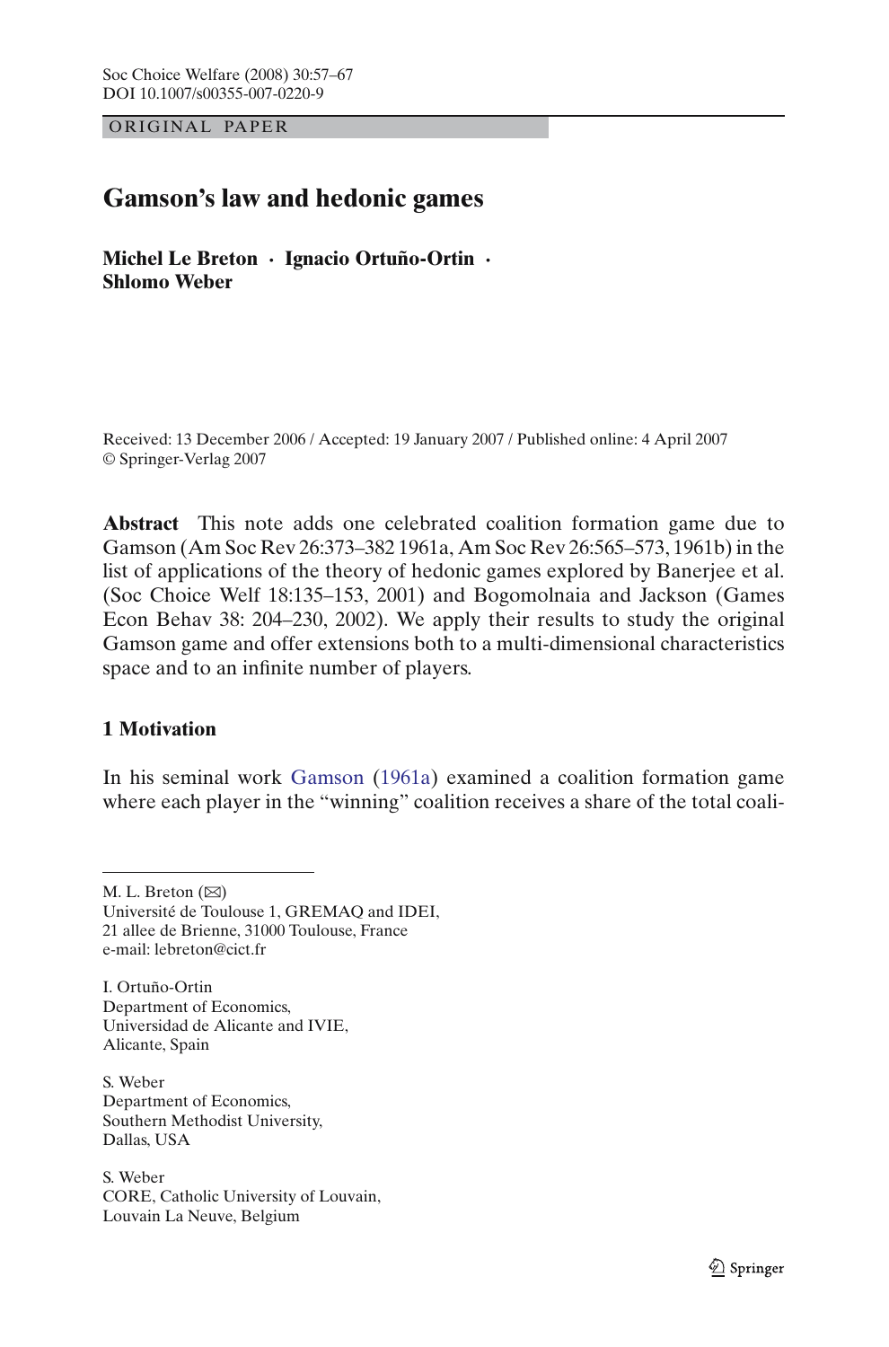ORIGINAL PAPER

# Gamson's law and hedonic games

**Michel Le Breton · Ignacio Ortuño-Ortin · Shlomo Weber**

Received: 13 December 2006 / Accepted: 19 January 2007 / Published online: 4 April 2007
© Springer-Verlag 2007

**Abstract** This note adds one celebrated coalition formation game due to Gamson (Am Soc Rev 26:373–382 1961a, Am Soc Rev 26:565–573, 1961b) in the list of applications of the theory of hedonic games explored by Banerjee et al. (Soc Choice Welf 18:135–153, 2001) and Bogomolnaia and Jackson (Games Econ Behav 38: 204–230, 2002). We apply their results to study the original Gamson game and offer extensions both to a multi-dimensional characteristics space and to an infinite number of players.

## 1 Motivation

In his seminal work Gamson (1961a) examined a coalition formation game where each player in the "winning" coalition receives a share of the total coali-

---

M. L. Breton (✉)
Université de Toulouse 1, GREMAQ and IDEI,
21 allee de Brienne, 31000 Toulouse, France
e-mail: lebreton@cict.fr

I. Ortuño-Ortin
Department of Economics,
Universidad de Alicante and IVIE,
Alicante, Spain

S. Weber
Department of Economics,
Southern Methodist University,
Dallas, USA

S. Weber
CORE, Catholic University of Louvain,
Louvain La Neuve, Belgium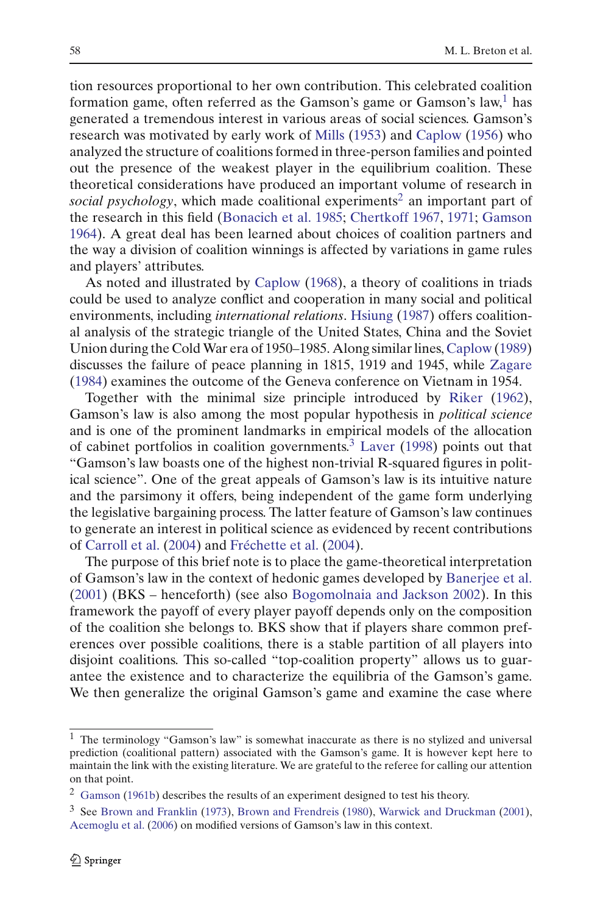tion resources proportional to her own contribution. This celebrated coalition formation game, often referred as the Gamson's game or Gamson's law,[1] has generated a tremendous interest in various areas of social sciences. Gamson's research was motivated by early work of Mills (1953) and Caplow (1956) who analyzed the structure of coalitions formed in three-person families and pointed out the presence of the weakest player in the equilibrium coalition. These theoretical considerations have produced an important volume of research in *social psychology*, which made coalitional experiments[2] an important part of the research in this field (Bonacich et al. 1985; Chertkoff 1967, 1971; Gamson 1964). A great deal has been learned about choices of coalition partners and the way a division of coalition winnings is affected by variations in game rules and players' attributes.

As noted and illustrated by Caplow (1968), a theory of coalitions in triads could be used to analyze conflict and cooperation in many social and political environments, including *international relations*. Hsiung (1987) offers coalitional analysis of the strategic triangle of the United States, China and the Soviet Union during the Cold War era of 1950–1985. Along similar lines, Caplow (1989) discusses the failure of peace planning in 1815, 1919 and 1945, while Zagare (1984) examines the outcome of the Geneva conference on Vietnam in 1954.

Together with the minimal size principle introduced by Riker (1962), Gamson's law is also among the most popular hypothesis in *political science* and is one of the prominent landmarks in empirical models of the allocation of cabinet portfolios in coalition governments.[3] Laver (1998) points out that "Gamson's law boasts one of the highest non-trivial R-squared figures in political science". One of the great appeals of Gamson's law is its intuitive nature and the parsimony it offers, being independent of the game form underlying the legislative bargaining process. The latter feature of Gamson's law continues to generate an interest in political science as evidenced by recent contributions of Carroll et al. (2004) and Fréchette et al. (2004).

The purpose of this brief note is to place the game-theoretical interpretation of Gamson's law in the context of hedonic games developed by Banerjee et al. (2001) (BKS – henceforth) (see also Bogomolnaia and Jackson 2002). In this framework the payoff of every player payoff depends only on the composition of the coalition she belongs to. BKS show that if players share common preferences over possible coalitions, there is a stable partition of all players into disjoint coalitions. This so-called "top-coalition property" allows us to guarantee the existence and to characterize the equilibria of the Gamson's game. We then generalize the original Gamson's game and examine the case where

---

[1] The terminology "Gamson's law" is somewhat inaccurate as there is no stylized and universal prediction (coalitional pattern) associated with the Gamson's game. It is however kept here to maintain the link with the existing literature. We are grateful to the referee for calling our attention on that point.

[2] Gamson (1961b) describes the results of an experiment designed to test his theory.

[3] See Brown and Franklin (1973), Brown and Frendreis (1980), Warwick and Druckman (2001), Acemoglu et al. (2006) on modified versions of Gamson's law in this context.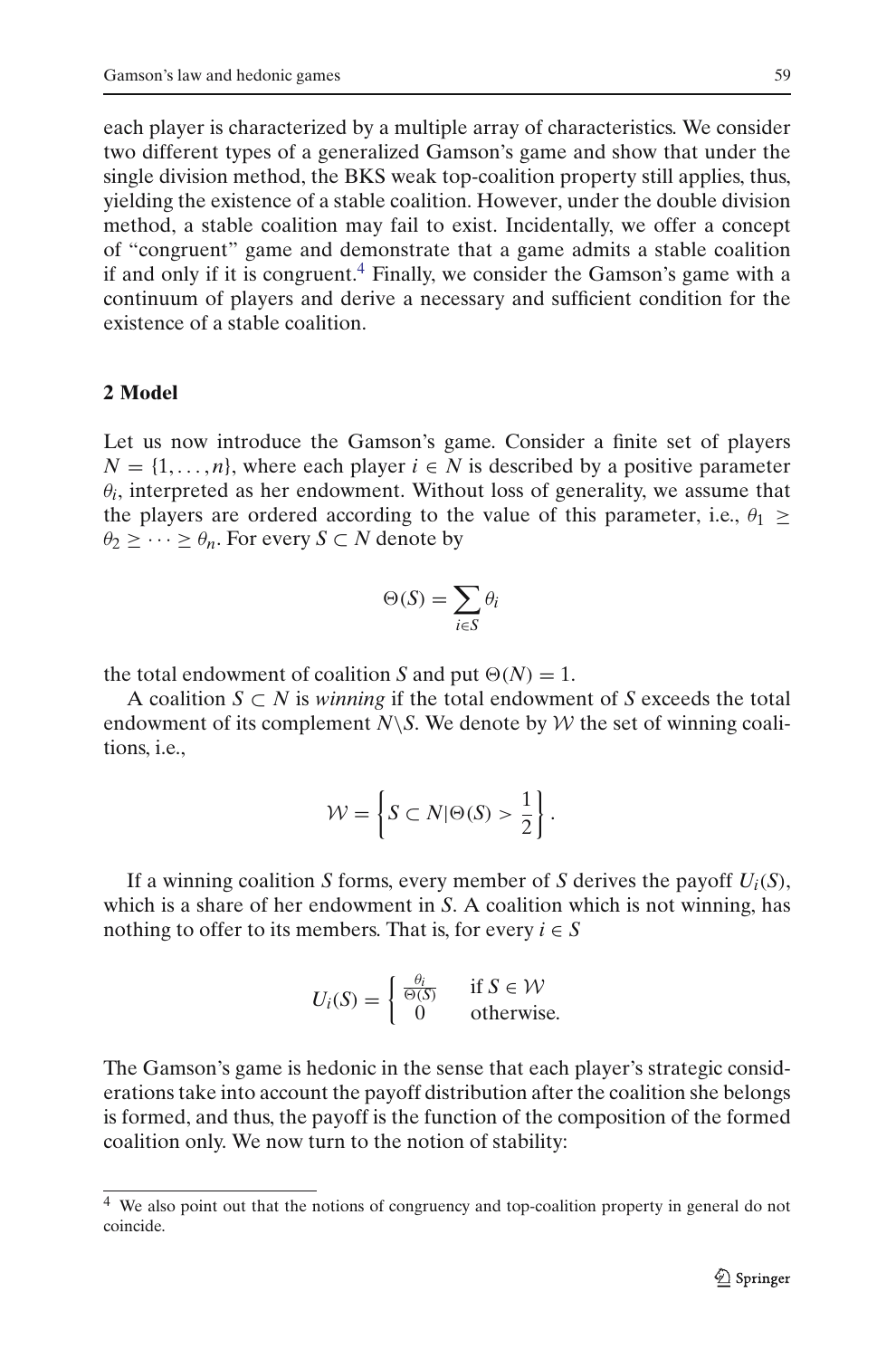each player is characterized by a multiple array of characteristics. We consider two different types of a generalized Gamson's game and show that under the single division method, the BKS weak top-coalition property still applies, thus, yielding the existence of a stable coalition. However, under the double division method, a stable coalition may fail to exist. Incidentally, we offer a concept of "congruent" game and demonstrate that a game admits a stable coalition if and only if it is congruent.[4] Finally, we consider the Gamson's game with a continuum of players and derive a necessary and sufficient condition for the existence of a stable coalition.

## 2 Model

Let us now introduce the Gamson's game. Consider a finite set of players $N = \{1, \ldots, n\}$, where each player $i \in N$ is described by a positive parameter $\theta_i$, interpreted as her endowment. Without loss of generality, we assume that the players are ordered according to the value of this parameter, i.e., $\theta_1 \geq \theta_2 \geq \cdots \geq \theta_n$. For every $S \subset N$ denote by

$$\Theta(S) = \sum_{i \in S} \theta_i$$

the total endowment of coalition $S$ and put $\Theta(N) = 1$.

A coalition $S \subset N$ is *winning* if the total endowment of $S$ exceeds the total endowment of its complement $N \backslash S$. We denote by $\mathcal{W}$ the set of winning coalitions, i.e.,

$$\mathcal{W} = \left\{ S \subset N | \Theta(S) > \frac{1}{2} \right\}.$$

If a winning coalition $S$ forms, every member of $S$ derives the payoff $U_i(S)$, which is a share of her endowment in $S$. A coalition which is not winning, has nothing to offer to its members. That is, for every $i \in S$

$$U_i(S) = \begin{cases} \frac{\theta_i}{\Theta(S)} & \text{if } S \in \mathcal{W} \\ 0 & \text{otherwise.} \end{cases}$$

The Gamson's game is hedonic in the sense that each player's strategic considerations take into account the payoff distribution after the coalition she belongs is formed, and thus, the payoff is the function of the composition of the formed coalition only. We now turn to the notion of stability:

---

[4] We also point out that the notions of congruency and top-coalition property in general do not coincide.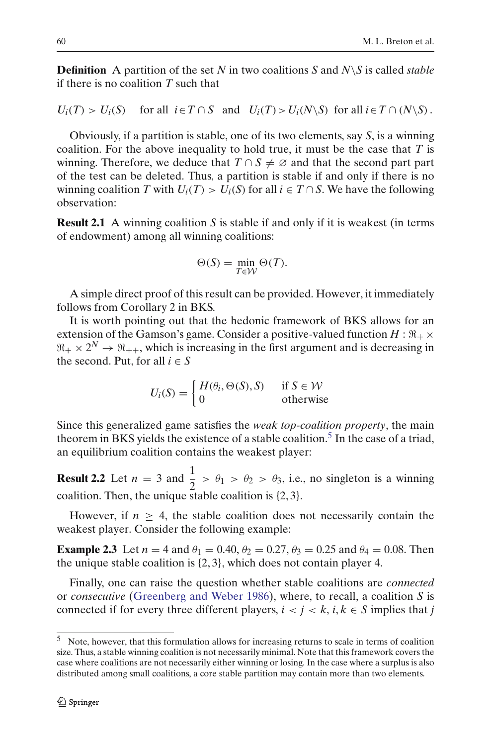**Definition** A partition of the set $N$ in two coalitions $S$ and $N \backslash S$ is called *stable* if there is no coalition $T$ such that

$$U_i(T) > U_i(S) \quad \text{for all } i \in T \cap S \quad \text{and} \quad U_i(T) > U_i(N \backslash S) \text{ for all } i \in T \cap (N \backslash S).$$

Obviously, if a partition is stable, one of its two elements, say $S$, is a winning coalition. For the above inequality to hold true, it must be the case that $T$ is winning. Therefore, we deduce that $T \cap S \neq \varnothing$ and that the second part part of the test can be deleted. Thus, a partition is stable if and only if there is no winning coalition $T$ with $U_i(T) > U_i(S)$ for all $i \in T \cap S$. We have the following observation:

**Result 2.1** A winning coalition $S$ is stable if and only if it is weakest (in terms of endowment) among all winning coalitions:

$$\Theta(S) = \min_{T \in \mathcal{W}} \Theta(T).$$

A simple direct proof of this result can be provided. However, it immediately follows from Corollary 2 in BKS.

It is worth pointing out that the hedonic framework of BKS allows for an extension of the Gamson's game. Consider a positive-valued function $H : \Re_+ \times \Re_+ \times 2^N \to \Re_{++}$, which is increasing in the first argument and is decreasing in the second. Put, for all $i \in S$

$$U_i(S) = \begin{cases} H(\theta_i, \Theta(S), S) & \text{if } S \in \mathcal{W} \\ 0 & \text{otherwise} \end{cases}$$

Since this generalized game satisfies the *weak top-coalition property*, the main theorem in BKS yields the existence of a stable coalition.[5] In the case of a triad, an equilibrium coalition contains the weakest player:

**Result 2.2** Let $n = 3$ and $\frac{1}{2} > \theta_1 > \theta_2 > \theta_3$, i.e., no singleton is a winning coalition. Then, the unique stable coalition is $\{2, 3\}$.

However, if $n \geq 4$, the stable coalition does not necessarily contain the weakest player. Consider the following example:

**Example 2.3** Let $n = 4$ and $\theta_1 = 0.40$, $\theta_2 = 0.27$, $\theta_3 = 0.25$ and $\theta_4 = 0.08$. Then the unique stable coalition is $\{2, 3\}$, which does not contain player 4.

Finally, one can raise the question whether stable coalitions are *connected* or *consecutive* (Greenberg and Weber 1986), where, to recall, a coalition $S$ is connected if for every three different players, $i < j < k$, $i, k \in S$ implies that $j$

[5] Note, however, that this formulation allows for increasing returns to scale in terms of coalition size. Thus, a stable winning coalition is not necessarily minimal. Note that this framework covers the case where coalitions are not necessarily either winning or losing. In the case where a surplus is also distributed among small coalitions, a core stable partition may contain more than two elements.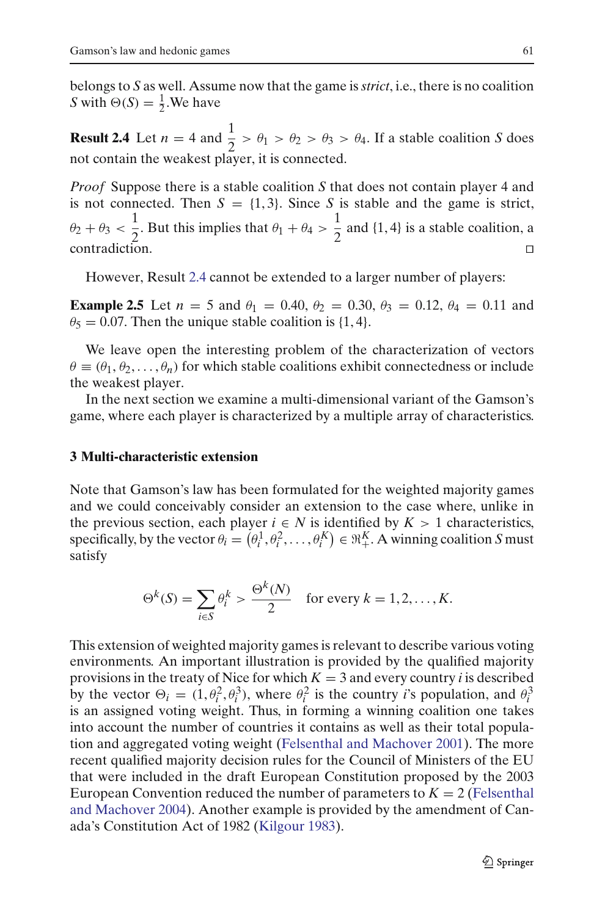belongs to $S$ as well. Assume now that the game is *strict*, i.e., there is no coalition $S$ with $\Theta(S) = \frac{1}{2}$. We have

**Result 2.4** Let $n = 4$ and $\frac{1}{2} > \theta_1 > \theta_2 > \theta_3 > \theta_4$. If a stable coalition $S$ does not contain the weakest player, it is connected.

*Proof* Suppose there is a stable coalition $S$ that does not contain player 4 and is not connected. Then $S = \{1, 3\}$. Since $S$ is stable and the game is strict, $\theta_2 + \theta_3 < \frac{1}{2}$. But this implies that $\theta_1 + \theta_4 > \frac{1}{2}$ and $\{1, 4\}$ is a stable coalition, a contradiction. □

However, Result 2.4 cannot be extended to a larger number of players:

**Example 2.5** Let $n = 5$ and $\theta_1 = 0.40$, $\theta_2 = 0.30$, $\theta_3 = 0.12$, $\theta_4 = 0.11$ and $\theta_5 = 0.07$. Then the unique stable coalition is $\{1, 4\}$.

We leave open the interesting problem of the characterization of vectors $\theta \equiv (\theta_1, \theta_2, \ldots, \theta_n)$ for which stable coalitions exhibit connectedness or include the weakest player.

In the next section we examine a multi-dimensional variant of the Gamson's game, where each player is characterized by a multiple array of characteristics.

## 3 Multi-characteristic extension

Note that Gamson's law has been formulated for the weighted majority games and we could conceivably consider an extension to the case where, unlike in the previous section, each player $i \in N$ is identified by $K > 1$ characteristics, specifically, by the vector $\theta_i = \left(\theta_i^1, \theta_i^2, \ldots, \theta_i^K\right) \in \Re_+^K$. A winning coalition $S$ must satisfy

$$\Theta^k(S) = \sum_{i \in S} \theta_i^k > \frac{\Theta^k(N)}{2} \quad \text{for every } k = 1, 2, \ldots, K.$$

This extension of weighted majority games is relevant to describe various voting environments. An important illustration is provided by the qualified majority provisions in the treaty of Nice for which $K = 3$ and every country $i$ is described by the vector $\Theta_i = (1, \theta_i^2, \theta_i^3)$, where $\theta_i^2$ is the country $i$'s population, and $\theta_i^3$ is an assigned voting weight. Thus, in forming a winning coalition one takes into account the number of countries it contains as well as their total population and aggregated voting weight (Felsenthal and Machover 2001). The more recent qualified majority decision rules for the Council of Ministers of the EU that were included in the draft European Constitution proposed by the 2003 European Convention reduced the number of parameters to $K = 2$ (Felsenthal and Machover 2004). Another example is provided by the amendment of Canada's Constitution Act of 1982 (Kilgour 1983).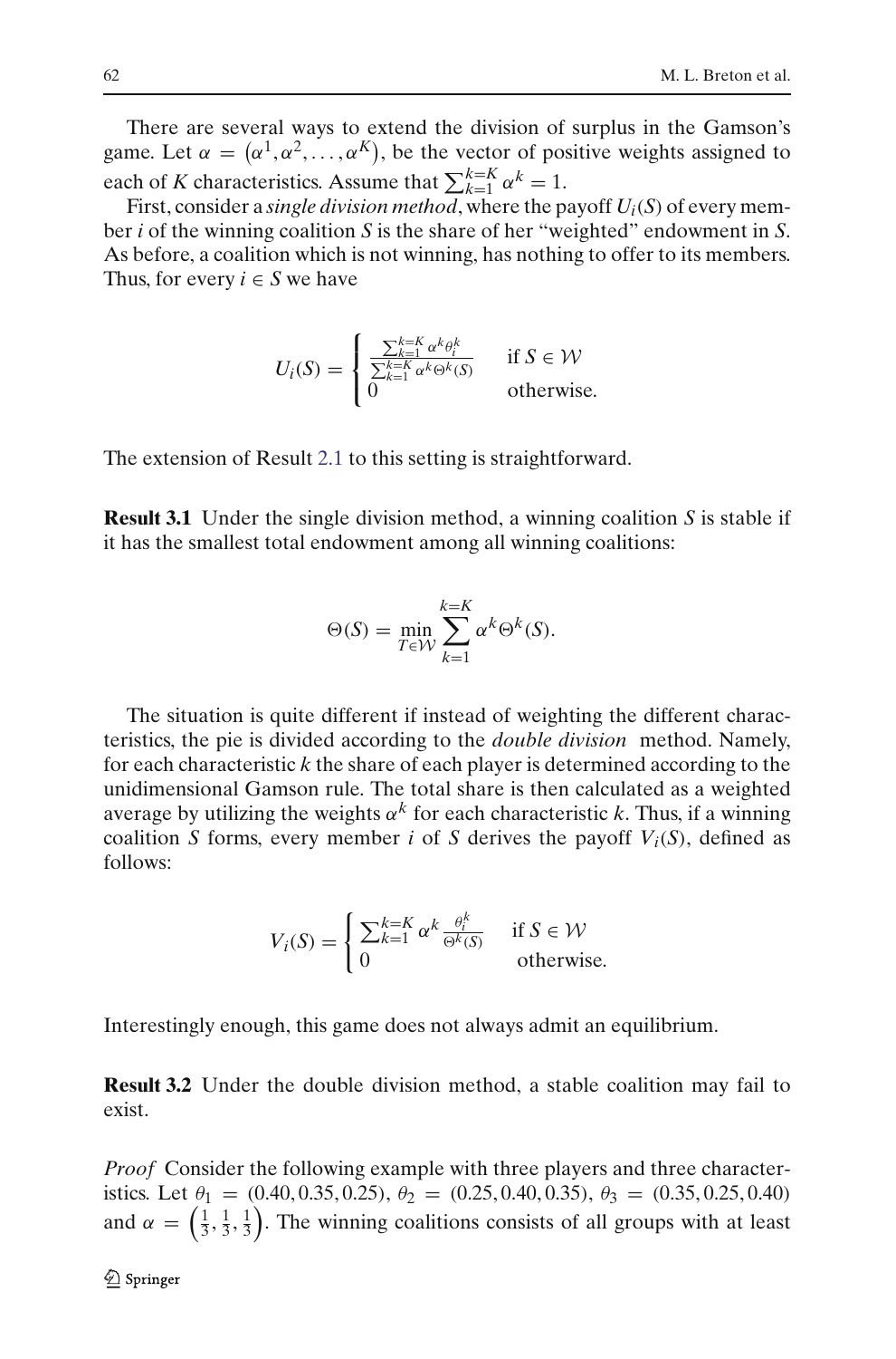There are several ways to extend the division of surplus in the Gamson's game. Let $\alpha = (\alpha^1, \alpha^2, \ldots, \alpha^K)$, be the vector of positive weights assigned to each of $K$ characteristics. Assume that $\sum_{k=1}^{k=K} \alpha^k = 1$.

First, consider a *single division method*, where the payoff $U_i(S)$ of every member $i$ of the winning coalition $S$ is the share of her "weighted" endowment in $S$. As before, a coalition which is not winning, has nothing to offer to its members. Thus, for every $i \in S$ we have

$$U_i(S) = \begin{cases} \frac{\sum_{k=1}^{k=K} \alpha^k \theta_i^k}{\sum_{k=1}^{k=K} \alpha^k \Theta^k(S)} & \text{if } S \in \mathcal{W} \\ 0 & \text{otherwise.} \end{cases}$$

The extension of Result 2.1 to this setting is straightforward.

**Result 3.1** Under the single division method, a winning coalition $S$ is stable if it has the smallest total endowment among all winning coalitions:

$$\Theta(S) = \min_{T \in \mathcal{W}} \sum_{k=1}^{k=K} \alpha^k \Theta^k(S).$$

The situation is quite different if instead of weighting the different characteristics, the pie is divided according to the *double division* method. Namely, for each characteristic $k$ the share of each player is determined according to the unidimensional Gamson rule. The total share is then calculated as a weighted average by utilizing the weights $\alpha^k$ for each characteristic $k$. Thus, if a winning coalition $S$ forms, every member $i$ of $S$ derives the payoff $V_i(S)$, defined as follows:

$$V_i(S) = \begin{cases} \sum_{k=1}^{k=K} \alpha^k \frac{\theta_i^k}{\Theta^k(S)} & \text{if } S \in \mathcal{W} \\ 0 & \text{otherwise.} \end{cases}$$

Interestingly enough, this game does not always admit an equilibrium.

**Result 3.2** Under the double division method, a stable coalition may fail to exist.

*Proof* Consider the following example with three players and three characteristics. Let $\theta_1 = (0.40, 0.35, 0.25)$, $\theta_2 = (0.25, 0.40, 0.35)$, $\theta_3 = (0.35, 0.25, 0.40)$ and $\alpha = \left(\frac{1}{3}, \frac{1}{3}, \frac{1}{3}\right)$. The winning coalitions consists of all groups with at least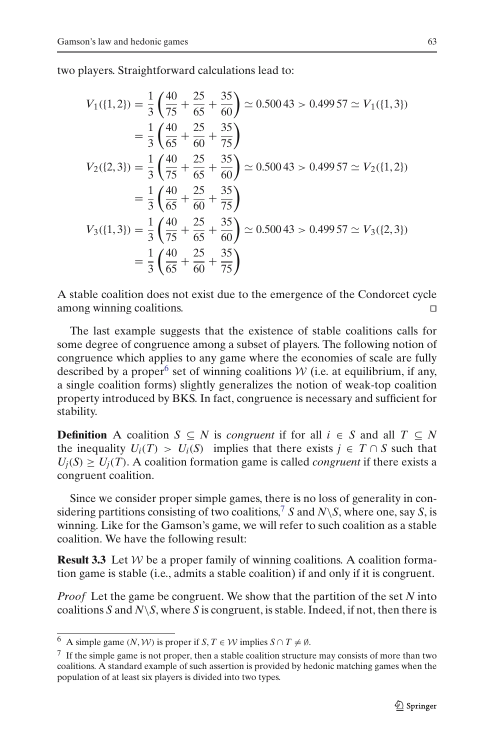two players. Straightforward calculations lead to:

$$
\begin{aligned}
V_1(\{1,2\}) &= \frac{1}{3}\left(\frac{40}{75} + \frac{25}{65} + \frac{35}{60}\right) \simeq 0.500\,43 > 0.499\,57 \simeq V_1(\{1,3\}) \\
&= \frac{1}{3}\left(\frac{40}{65} + \frac{25}{60} + \frac{35}{75}\right) \\
V_2(\{2,3\}) &= \frac{1}{3}\left(\frac{40}{75} + \frac{25}{65} + \frac{35}{60}\right) \simeq 0.500\,43 > 0.499\,57 \simeq V_2(\{1,2\}) \\
&= \frac{1}{3}\left(\frac{40}{65} + \frac{25}{60} + \frac{35}{75}\right) \\
V_3(\{1,3\}) &= \frac{1}{3}\left(\frac{40}{75} + \frac{25}{65} + \frac{35}{60}\right) \simeq 0.500\,43 > 0.499\,57 \simeq V_3(\{2,3\}) \\
&= \frac{1}{3}\left(\frac{40}{65} + \frac{25}{60} + \frac{35}{75}\right)
\end{aligned}
$$

A stable coalition does not exist due to the emergence of the Condorcet cycle among winning coalitions. □

The last example suggests that the existence of stable coalitions calls for some degree of congruence among a subset of players. The following notion of congruence which applies to any game where the economies of scale are fully described by a proper[6] set of winning coalitions $\mathcal{W}$ (i.e. at equilibrium, if any, a single coalition forms) slightly generalizes the notion of weak-top coalition property introduced by BKS. In fact, congruence is necessary and sufficient for stability.

**Definition** A coalition $S \subseteq N$ is *congruent* if for all $i \in S$ and all $T \subseteq N$ the inequality $U_i(T) > U_i(S)$ implies that there exists $j \in T \cap S$ such that $U_j(S) \geq U_j(T)$. A coalition formation game is called *congruent* if there exists a congruent coalition.

Since we consider proper simple games, there is no loss of generality in considering partitions consisting of two coalitions,[7] $S$ and $N \backslash S$, where one, say $S$, is winning. Like for the Gamson's game, we will refer to such coalition as a stable coalition. We have the following result:

**Result 3.3** Let $\mathcal{W}$ be a proper family of winning coalitions. A coalition formation game is stable (i.e., admits a stable coalition) if and only if it is congruent.

*Proof* Let the game be congruent. We show that the partition of the set $N$ into coalitions $S$ and $N \backslash S$, where $S$ is congruent, is stable. Indeed, if not, then there is

[6] A simple game $(N, \mathcal{W})$ is proper if $S, T \in \mathcal{W}$ implies $S \cap T \neq \emptyset$.

[7] If the simple game is not proper, then a stable coalition structure may consists of more than two coalitions. A standard example of such assertion is provided by hedonic matching games when the population of at least six players is divided into two types.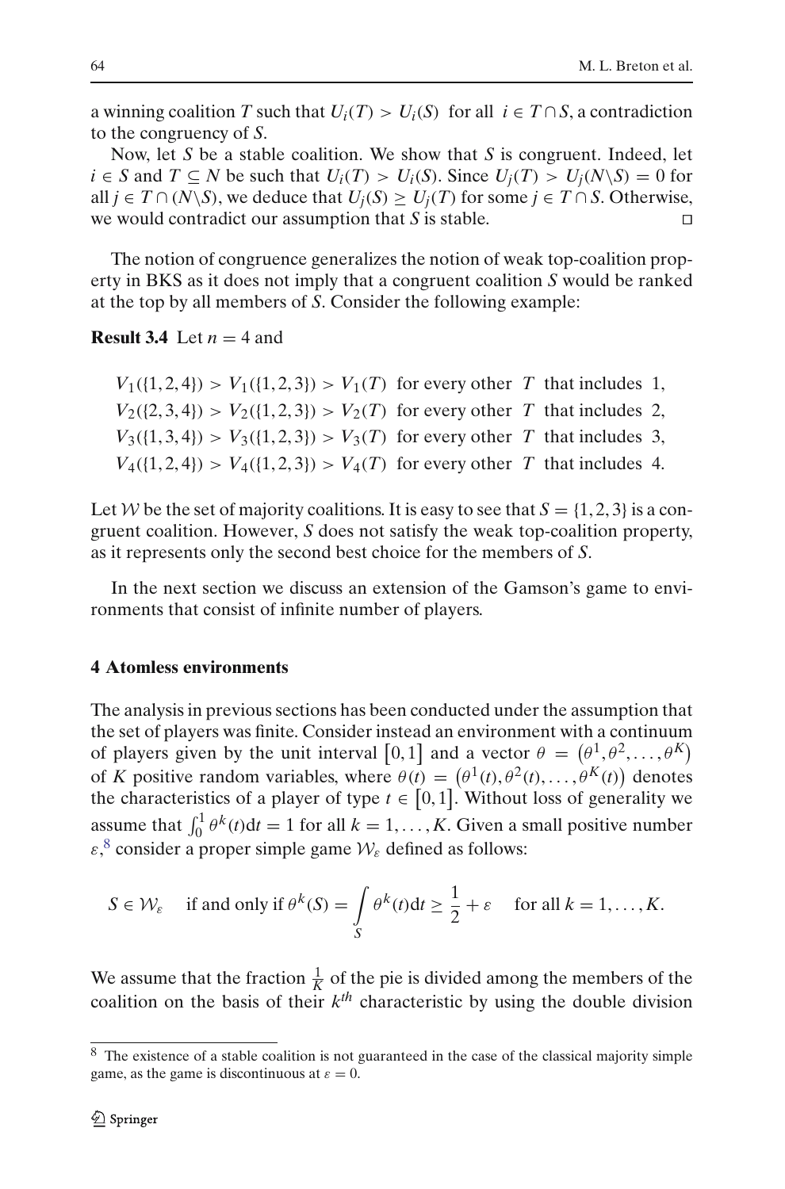a winning coalition $T$ such that $U_i(T) > U_i(S)$ for all $i \in T \cap S$, a contradiction to the congruency of $S$.

Now, let $S$ be a stable coalition. We show that $S$ is congruent. Indeed, let $i \in S$ and $T \subseteq N$ be such that $U_i(T) > U_i(S)$. Since $U_j(T) > U_j(N \backslash S) = 0$ for all $j \in T \cap (N \backslash S)$, we deduce that $U_j(S) \geq U_j(T)$ for some $j \in T \cap S$. Otherwise, we would contradict our assumption that $S$ is stable. □

The notion of congruence generalizes the notion of weak top-coalition property in BKS as it does not imply that a congruent coalition $S$ would be ranked at the top by all members of $S$. Consider the following example:

**Result 3.4** Let $n = 4$ and

$$V_1(\{1,2,4\}) > V_1(\{1,2,3\}) > V_1(T) \text{ for every other } T \text{ that includes } 1,$$
$$V_2(\{2,3,4\}) > V_2(\{1,2,3\}) > V_2(T) \text{ for every other } T \text{ that includes } 2,$$
$$V_3(\{1,3,4\}) > V_3(\{1,2,3\}) > V_3(T) \text{ for every other } T \text{ that includes } 3,$$
$$V_4(\{1,2,4\}) > V_4(\{1,2,3\}) > V_4(T) \text{ for every other } T \text{ that includes } 4.$$

Let $\mathcal{W}$ be the set of majority coalitions. It is easy to see that $S = \{1, 2, 3\}$ is a congruent coalition. However, $S$ does not satisfy the weak top-coalition property, as it represents only the second best choice for the members of $S$.

In the next section we discuss an extension of the Gamson's game to environments that consist of infinite number of players.

## 4 Atomless environments

The analysis in previous sections has been conducted under the assumption that the set of players was finite. Consider instead an environment with a continuum of players given by the unit interval $[0, 1]$ and a vector $\theta = (\theta^1, \theta^2, \ldots, \theta^K)$ of $K$ positive random variables, where $\theta(t) = (\theta^1(t), \theta^2(t), \ldots, \theta^K(t))$ denotes the characteristics of a player of type $t \in [0, 1]$. Without loss of generality we assume that $\int_0^1 \theta^k(t)\mathrm{d}t = 1$ for all $k = 1, \ldots, K$. Given a small positive number $\varepsilon$,[8] consider a proper simple game $\mathcal{W}_\varepsilon$ defined as follows:

$$S \in \mathcal{W}_\varepsilon \quad \text{if and only if } \theta^k(S) = \int_S \theta^k(t)\mathrm{d}t \geq \frac{1}{2} + \varepsilon \quad \text{for all } k = 1, \ldots, K.$$

We assume that the fraction $\frac{1}{K}$ of the pie is divided among the members of the coalition on the basis of their $k^{th}$ characteristic by using the double division

[8] The existence of a stable coalition is not guaranteed in the case of the classical majority simple game, as the game is discontinuous at $\varepsilon = 0$.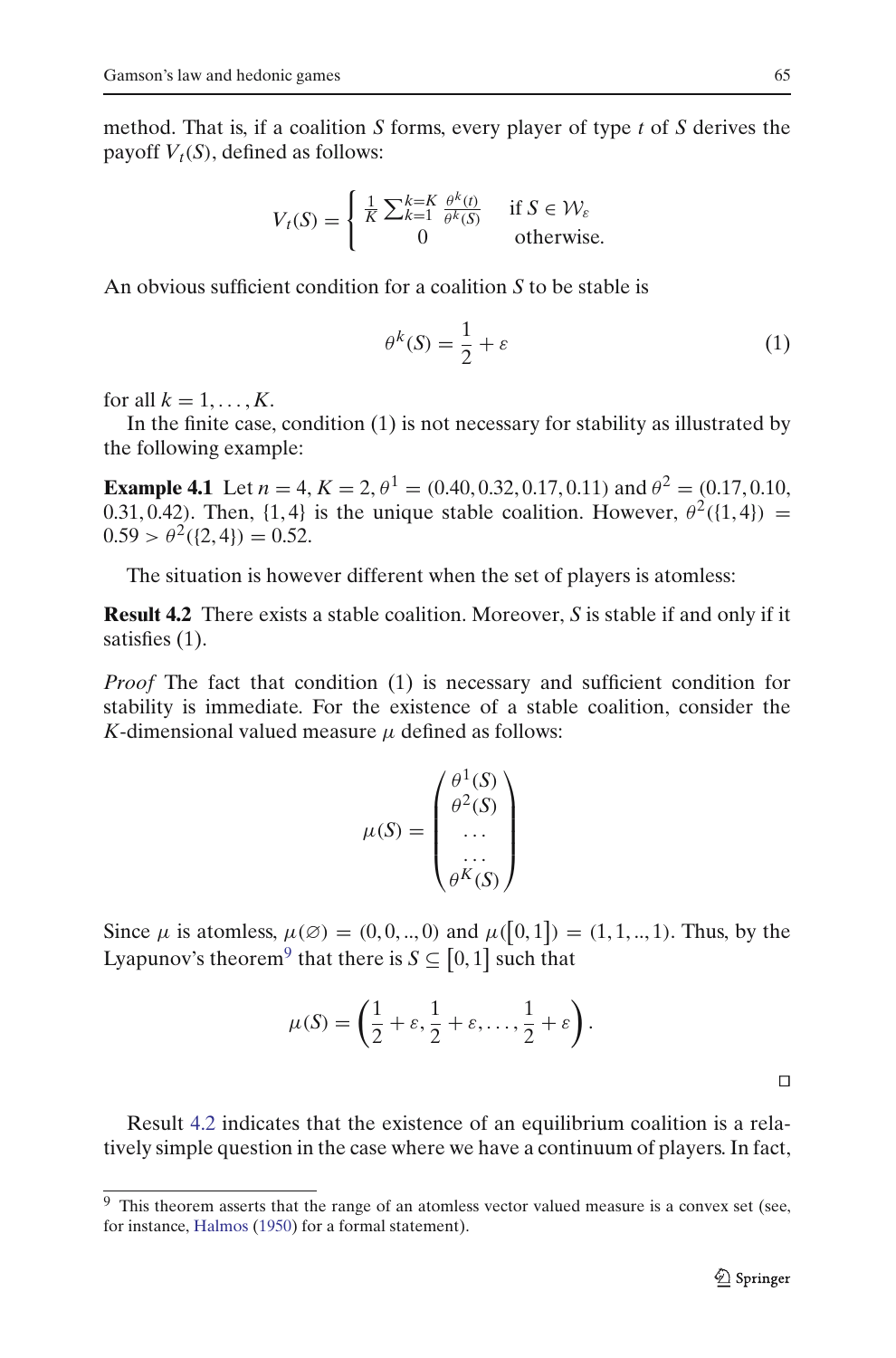method. That is, if a coalition $S$ forms, every player of type $t$ of $S$ derives the payoff $V_t(S)$, defined as follows:

$$V_t(S) = \begin{cases} \frac{1}{K} \sum_{k=1}^{k=K} \frac{\theta^k(t)}{\theta^k(S)} & \text{if } S \in \mathcal{W}_\varepsilon \\ 0 & \text{otherwise.} \end{cases}$$

An obvious sufficient condition for a coalition $S$ to be stable is

$$\theta^k(S) = \frac{1}{2} + \varepsilon \tag{1}$$

for all $k = 1, \ldots, K$.

In the finite case, condition (1) is not necessary for stability as illustrated by the following example:

**Example 4.1** Let $n = 4$, $K = 2$, $\theta^1 = (0.40, 0.32, 0.17, 0.11)$ and $\theta^2 = (0.17, 0.10, 0.31, 0.42)$. Then, $\{1, 4\}$ is the unique stable coalition. However, $\theta^2(\{1, 4\}) = 0.59 > \theta^2(\{2, 4\}) = 0.52$.

The situation is however different when the set of players is atomless:

**Result 4.2** There exists a stable coalition. Moreover, $S$ is stable if and only if it satisfies (1).

*Proof* The fact that condition (1) is necessary and sufficient condition for stability is immediate. For the existence of a stable coalition, consider the $K$-dimensional valued measure $\mu$ defined as follows:

$$\mu(S) = \begin{pmatrix} \theta^1(S) \\ \theta^2(S) \\ \ldots \\ \ldots \\ \theta^K(S) \end{pmatrix}$$

Since $\mu$ is atomless, $\mu(\varnothing) = (0, 0, .., 0)$ and $\mu([0, 1]) = (1, 1, .., 1)$. Thus, by the Lyapunov's theorem[9] that there is $S \subseteq [0, 1]$ such that

$$\mu(S) = \left( \frac{1}{2} + \varepsilon, \frac{1}{2} + \varepsilon, \ldots, \frac{1}{2} + \varepsilon \right).$$

□

Result 4.2 indicates that the existence of an equilibrium coalition is a relatively simple question in the case where we have a continuum of players. In fact,

[9] This theorem asserts that the range of an atomless vector valued measure is a convex set (see, for instance, Halmos (1950) for a formal statement).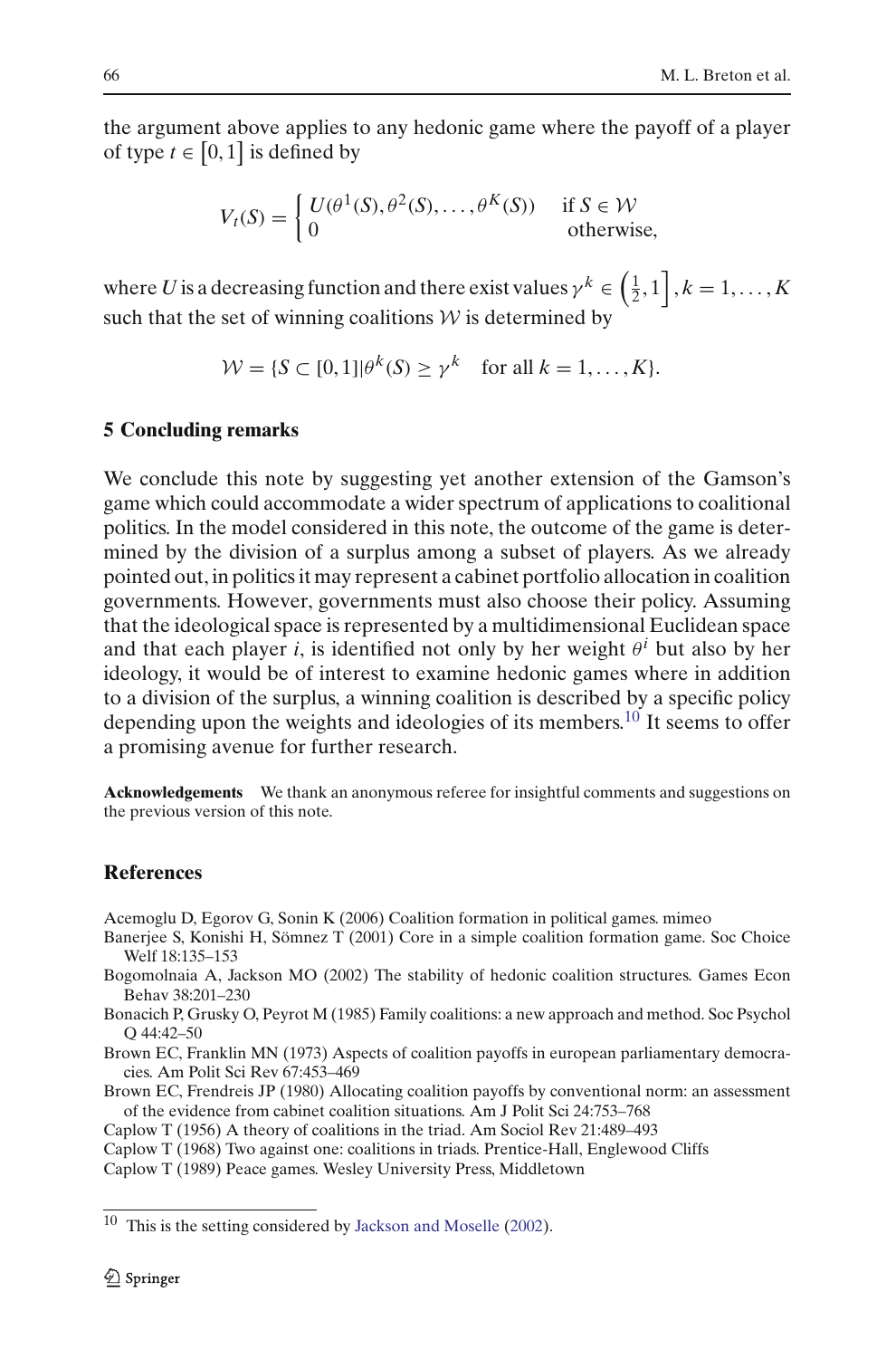the argument above applies to any hedonic game where the payoff of a player of type $t \in [0, 1]$ is defined by

$$V_t(S) = \begin{cases} U(\theta^1(S), \theta^2(S), \ldots, \theta^K(S)) & \text{if } S \in \mathcal{W} \\ 0 & \text{otherwise,} \end{cases}$$

where $U$ is a decreasing function and there exist values $\gamma^k \in \left(\frac{1}{2}, 1\right], k = 1, \ldots, K$ such that the set of winning coalitions $\mathcal{W}$ is determined by

$$\mathcal{W} = \{S \subset [0, 1] | \theta^k(S) \geq \gamma^k \quad \text{for all } k = 1, \ldots, K\}.$$

## 5 Concluding remarks

We conclude this note by suggesting yet another extension of the Gamson's game which could accommodate a wider spectrum of applications to coalitional politics. In the model considered in this note, the outcome of the game is determined by the division of a surplus among a subset of players. As we already pointed out, in politics it may represent a cabinet portfolio allocation in coalition governments. However, governments must also choose their policy. Assuming that the ideological space is represented by a multidimensional Euclidean space and that each player $i$, is identified not only by her weight $\theta^i$ but also by her ideology, it would be of interest to examine hedonic games where in addition to a division of the surplus, a winning coalition is described by a specific policy depending upon the weights and ideologies of its members.[10] It seems to offer a promising avenue for further research.

**Acknowledgements** We thank an anonymous referee for insightful comments and suggestions on the previous version of this note.

## References

Acemoglu D, Egorov G, Sonin K (2006) Coalition formation in political games. mimeo

Banerjee S, Konishi H, Sömnez T (2001) Core in a simple coalition formation game. Soc Choice Welf 18:135–153

Bogomolnaia A, Jackson MO (2002) The stability of hedonic coalition structures. Games Econ Behav 38:201–230

Bonacich P, Grusky O, Peyrot M (1985) Family coalitions: a new approach and method. Soc Psychol Q 44:42–50

Brown EC, Franklin MN (1973) Aspects of coalition payoffs in european parliamentary democracies. Am Polit Sci Rev 67:453–469

Brown EC, Frendreis JP (1980) Allocating coalition payoffs by conventional norm: an assessment of the evidence from cabinet coalition situations. Am J Polit Sci 24:753–768

Caplow T (1956) A theory of coalitions in the triad. Am Sociol Rev 21:489–493

Caplow T (1968) Two against one: coalitions in triads. Prentice-Hall, Englewood Cliffs

Caplow T (1989) Peace games. Wesley University Press, Middletown

[10] This is the setting considered by Jackson and Moselle (2002).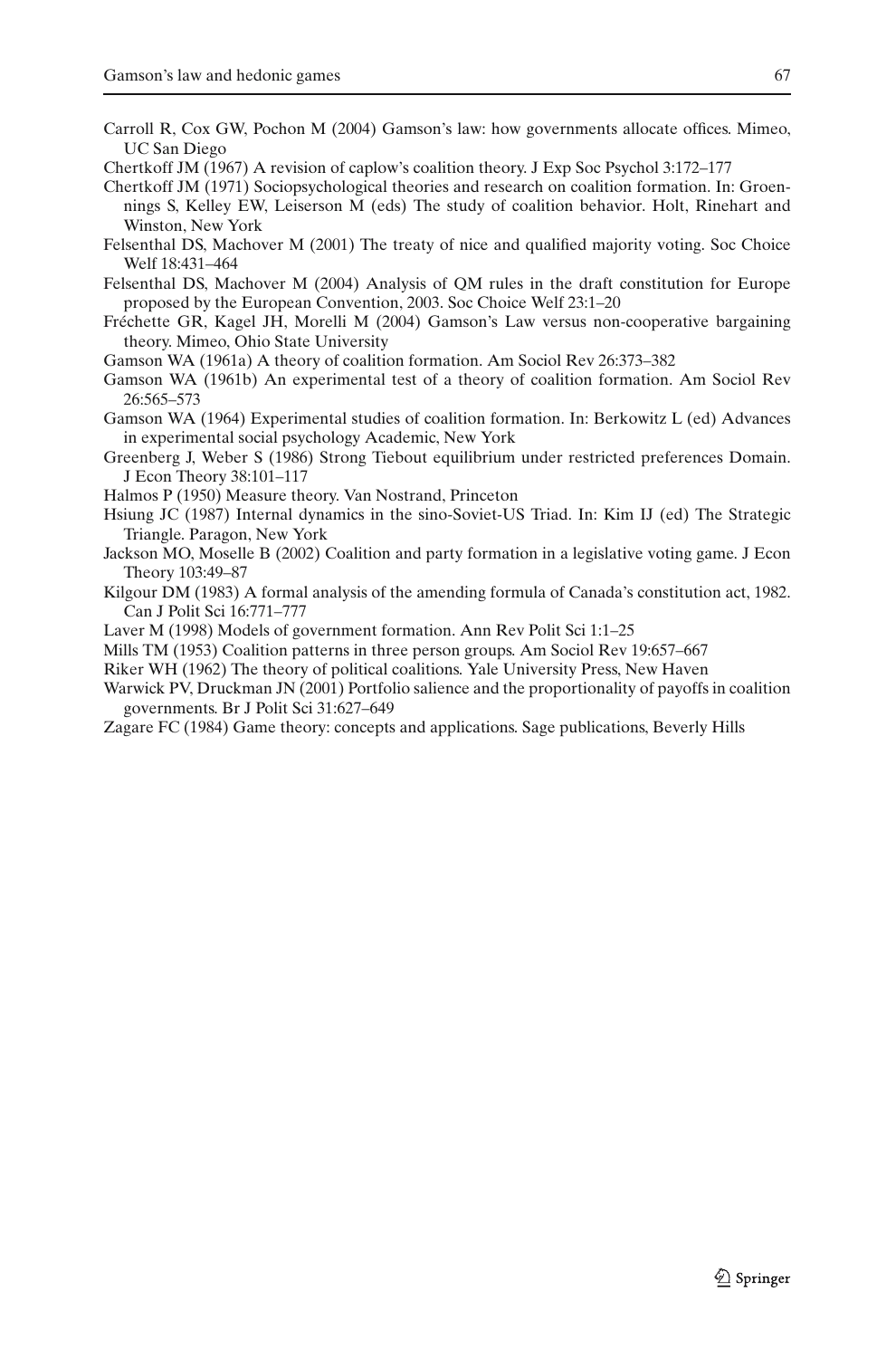Carroll R, Cox GW, Pochon M (2004) Gamson's law: how governments allocate offices. Mimeo, UC San Diego

Chertkoff JM (1967) A revision of caplow's coalition theory. J Exp Soc Psychol 3:172–177

Chertkoff JM (1971) Sociopsychological theories and research on coalition formation. In: Groennings S, Kelley EW, Leiserson M (eds) The study of coalition behavior. Holt, Rinehart and Winston, New York

Felsenthal DS, Machover M (2001) The treaty of nice and qualified majority voting. Soc Choice Welf 18:431–464

Felsenthal DS, Machover M (2004) Analysis of QM rules in the draft constitution for Europe proposed by the European Convention, 2003. Soc Choice Welf 23:1–20

Fréchette GR, Kagel JH, Morelli M (2004) Gamson's Law versus non-cooperative bargaining theory. Mimeo, Ohio State University

Gamson WA (1961a) A theory of coalition formation. Am Sociol Rev 26:373–382

Gamson WA (1961b) An experimental test of a theory of coalition formation. Am Sociol Rev 26:565–573

Gamson WA (1964) Experimental studies of coalition formation. In: Berkowitz L (ed) Advances in experimental social psychology Academic, New York

Greenberg J, Weber S (1986) Strong Tiebout equilibrium under restricted preferences Domain. J Econ Theory 38:101–117

Halmos P (1950) Measure theory. Van Nostrand, Princeton

Hsiung JC (1987) Internal dynamics in the sino-Soviet-US Triad. In: Kim IJ (ed) The Strategic Triangle. Paragon, New York

Jackson MO, Moselle B (2002) Coalition and party formation in a legislative voting game. J Econ Theory 103:49–87

Kilgour DM (1983) A formal analysis of the amending formula of Canada's constitution act, 1982. Can J Polit Sci 16:771–777

Laver M (1998) Models of government formation. Ann Rev Polit Sci 1:1–25

Mills TM (1953) Coalition patterns in three person groups. Am Sociol Rev 19:657–667

Riker WH (1962) The theory of political coalitions. Yale University Press, New Haven

Warwick PV, Druckman JN (2001) Portfolio salience and the proportionality of payoffs in coalition governments. Br J Polit Sci 31:627–649

Zagare FC (1984) Game theory: concepts and applications. Sage publications, Beverly Hills